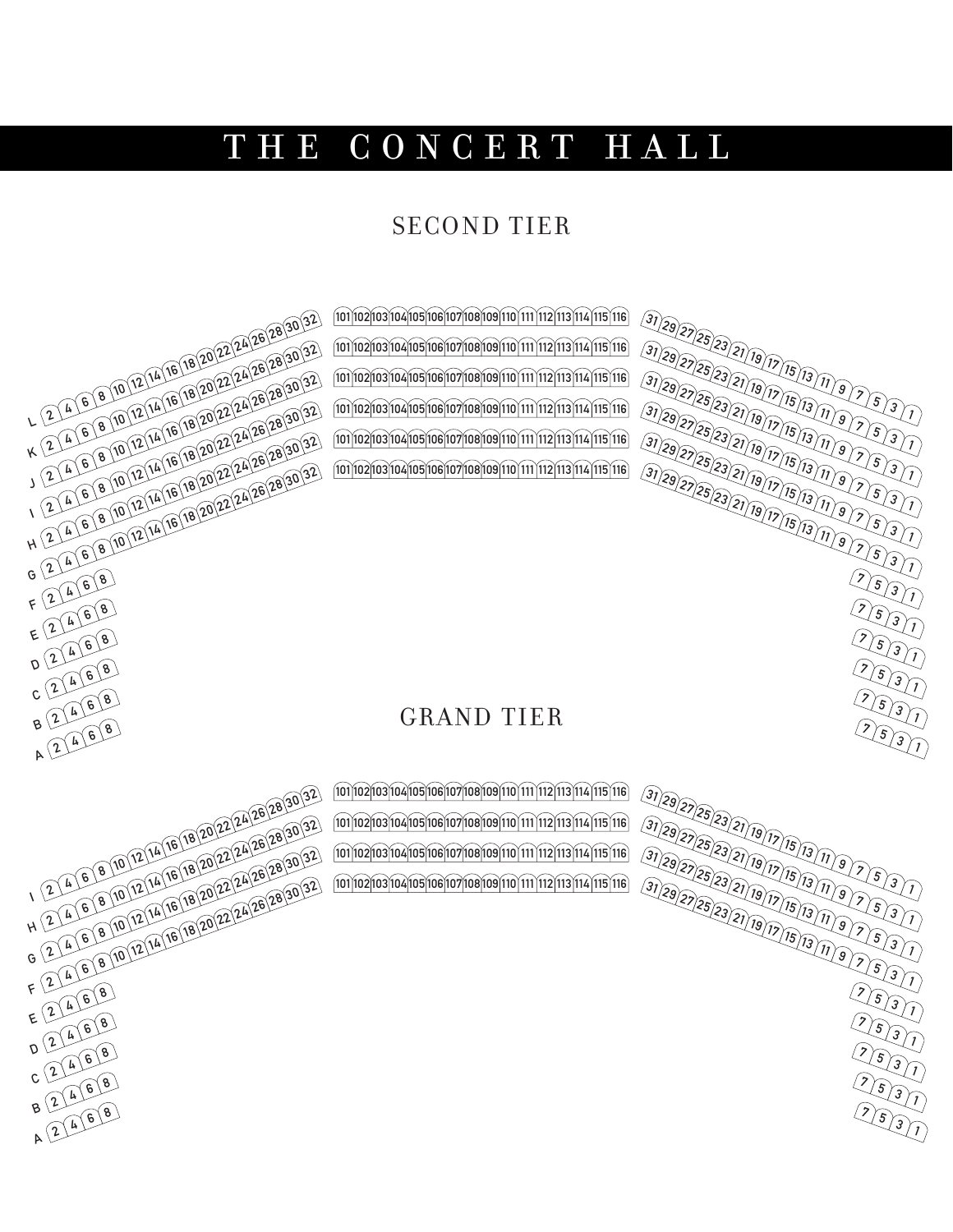# THE CONCERT HALL

## SECOND TIER

L 2 4 6 8 10 12 14 16 18 20 22 24 26 28 30 32

K 2 4 6 8 10 12 14 16 18 20 22 24 26 28 30 32

J 2 4 6 8 10 12 14 16 18 20 22 24 26 28 30 32

I 2 4 6 8 10 12 14 16 18 20 22 24 26 28 30 32

H 2 4 6 8 10 12 14 16 18 20 22 24 26 28 30 32

G 2 4 6 8 10 12 14 16 18 20 22 24 26 28 30 32

F 2 4 6 8

E 2 4 6 8

D 2 4 6 8

C 2 4 6 8

B 2 4 6 8

A 2 4 6 8

101 102 103 104 105 106 107 108 109 110 111 112 113 114 115 116

101 102 103 104 105 106 107 108 109 110 111 112 113 114 115 116

101 102 103 104 105 106 107 108 109 110 111 112 113 114 115 116

101 102 103 104 105 106 107 108 109 110 111 112 113 114 115 116

101 102 103 104 105 106 107 108 109 110 111 112 113 114 115 116

101 102 103 104 105 106 107 108 109 110 111 112 113 114 115 116

31 29 27 25 23 21 19 17 15 13 11 9 7 5 3 1

31 29 27 25 23 21 19 17 15 13 11 9 7 5 3 1

31 29 27 25 23 21 19 17 15 13 11 9 7 5 3 1

31 29 27 25 23 21 19 17 15 13 11 9 7 5 3 1

31 29 27 25 23 21 19 17 15 13 11 9 7 5 3 1

31 29 27 25 23 21 19 17 15 13 11 9 7 5 3 1

7 5 3 1

7 5 3 1

7 5 3 1

7 5 3 1

7 5 3 1

7 5 3 1

## GRAND TIER

I 2 4 6 8 10 12 14 16 18 20 22 24 26 28 30 32

H 2 4 6 8 10 12 14 16 18 20 22 24 26 28 30 32

G 2 4 6 8 10 12 14 16 18 20 22 24 26 28 30 32

F 2 4 6 8 10 12 14 16 18 20 22 24 26 28 30 32

E 2 4 6 8

D 2 4 6 8

C 2 4 6 8

B 2 4 6 8

A 2 4 6 8

101 102 103 104 105 106 107 108 109 110 111 112 113 114 115 116

101 102 103 104 105 106 107 108 109 110 111 112 113 114 115 116

101 102 103 104 105 106 107 108 109 110 111 112 113 114 115 116

101 102 103 104 105 106 107 108 109 110 111 112 113 114 115 116

31 29 27 25 23 21 19 17 15 13 11 9 7 5 3 1

31 29 27 25 23 21 19 17 15 13 11 9 7 5 3 1

31 29 27 25 23 21 19 17 15 13 11 9 7 5 3 1

31 29 27 25 23 21 19 17 15 13 11 9 7 5 3 1

7 5 3 1

7 5 3 1

7 5 3 1

7 5 3 1

7 5 3 1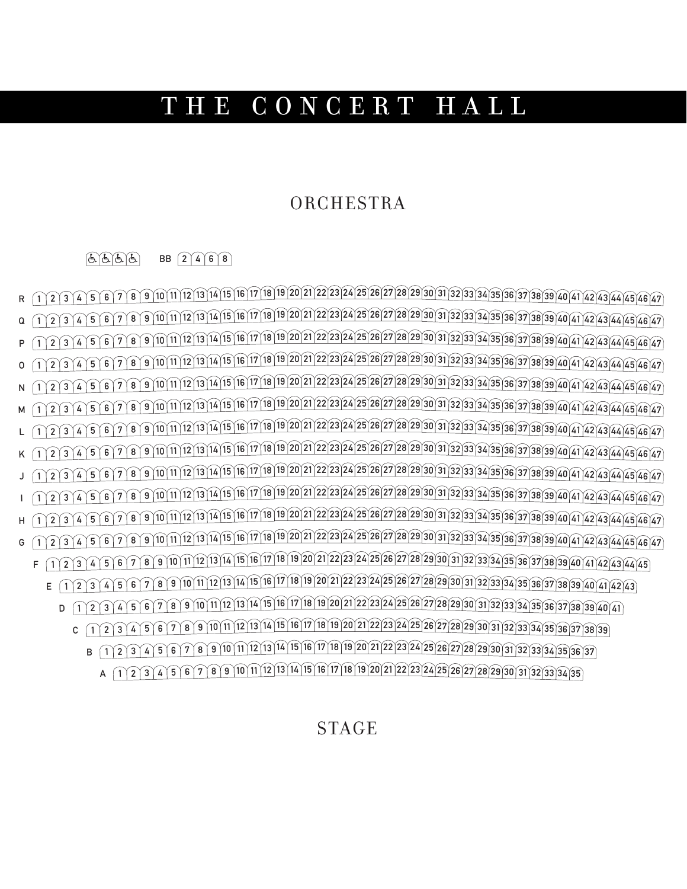# THE CONCERT HALL

## ORCHESTRA

♿ ♿ ♿ ♿ BB 2 4 6 8

R 1 2 3 4 5 6 7 8 9 10 11 12 13 14 15 16 17 18 19 20 21 22 23 24 25 26 27 28 29 30 31 32 33 34 35 36 37 38 39 40 41 42 43 44 45 46 47

Q 1 2 3 4 5 6 7 8 9 10 11 12 13 14 15 16 17 18 19 20 21 22 23 24 25 26 27 28 29 30 31 32 33 34 35 36 37 38 39 40 41 42 43 44 45 46 47

P 1 2 3 4 5 6 7 8 9 10 11 12 13 14 15 16 17 18 19 20 21 22 23 24 25 26 27 28 29 30 31 32 33 34 35 36 37 38 39 40 41 42 43 44 45 46 47

O 1 2 3 4 5 6 7 8 9 10 11 12 13 14 15 16 17 18 19 20 21 22 23 24 25 26 27 28 29 30 31 32 33 34 35 36 37 38 39 40 41 42 43 44 45 46 47

N 1 2 3 4 5 6 7 8 9 10 11 12 13 14 15 16 17 18 19 20 21 22 23 24 25 26 27 28 29 30 31 32 33 34 35 36 37 38 39 40 41 42 43 44 45 46 47

M 1 2 3 4 5 6 7 8 9 10 11 12 13 14 15 16 17 18 19 20 21 22 23 24 25 26 27 28 29 30 31 32 33 34 35 36 37 38 39 40 41 42 43 44 45 46 47

L 1 2 3 4 5 6 7 8 9 10 11 12 13 14 15 16 17 18 19 20 21 22 23 24 25 26 27 28 29 30 31 32 33 34 35 36 37 38 39 40 41 42 43 44 45 46 47

K 1 2 3 4 5 6 7 8 9 10 11 12 13 14 15 16 17 18 19 20 21 22 23 24 25 26 27 28 29 30 31 32 33 34 35 36 37 38 39 40 41 42 43 44 45 46 47

J 1 2 3 4 5 6 7 8 9 10 11 12 13 14 15 16 17 18 19 20 21 22 23 24 25 26 27 28 29 30 31 32 33 34 35 36 37 38 39 40 41 42 43 44 45 46 47

I 1 2 3 4 5 6 7 8 9 10 11 12 13 14 15 16 17 18 19 20 21 22 23 24 25 26 27 28 29 30 31 32 33 34 35 36 37 38 39 40 41 42 43 44 45 46 47

H 1 2 3 4 5 6 7 8 9 10 11 12 13 14 15 16 17 18 19 20 21 22 23 24 25 26 27 28 29 30 31 32 33 34 35 36 37 38 39 40 41 42 43 44 45 46 47

G 1 2 3 4 5 6 7 8 9 10 11 12 13 14 15 16 17 18 19 20 21 22 23 24 25 26 27 28 29 30 31 32 33 34 35 36 37 38 39 40 41 42 43 44 45 46 47

F 1 2 3 4 5 6 7 8 9 10 11 12 13 14 15 16 17 18 19 20 21 22 23 24 25 26 27 28 29 30 31 32 33 34 35 36 37 38 39 40 41 42 43 44 45

E 1 2 3 4 5 6 7 8 9 10 11 12 13 14 15 16 17 18 19 20 21 22 23 24 25 26 27 28 29 30 31 32 33 34 35 36 37 38 39 40 41 42 43

D 1 2 3 4 5 6 7 8 9 10 11 12 13 14 15 16 17 18 19 20 21 22 23 24 25 26 27 28 29 30 31 32 33 34 35 36 37 38 39 40 41

C 1 2 3 4 5 6 7 8 9 10 11 12 13 14 15 16 17 18 19 20 21 22 23 24 25 26 27 28 29 30 31 32 33 34 35 36 37 38 39

B 1 2 3 4 5 6 7 8 9 10 11 12 13 14 15 16 17 18 19 20 21 22 23 24 25 26 27 28 29 30 31 32 33 34 35 36 37

A 1 2 3 4 5 6 7 8 9 10 11 12 13 14 15 16 17 18 19 20 21 22 23 24 25 26 27 28 29 30 31 32 33 34 35

STAGE